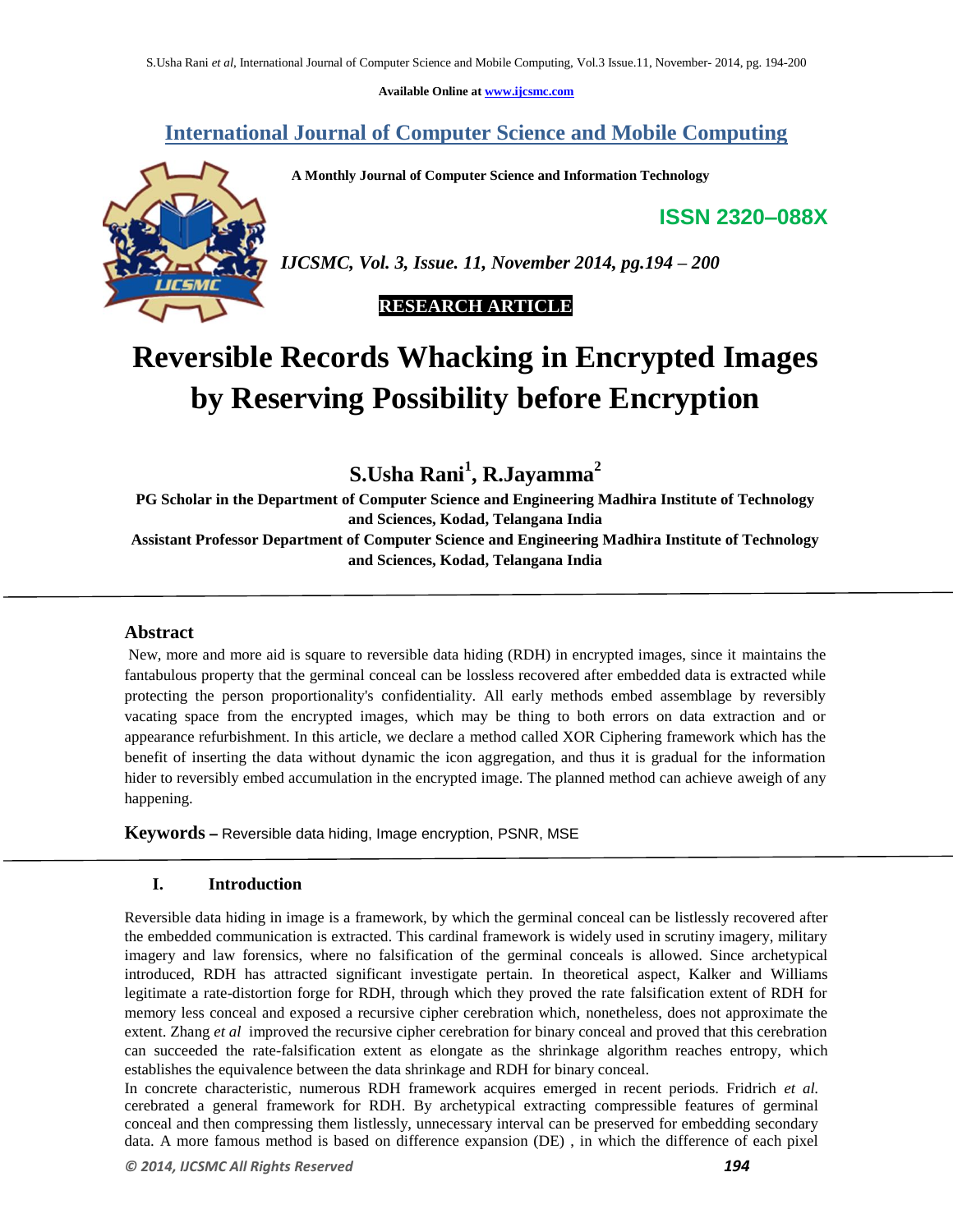Available Online at www.ijcsmc.com

# International Journal of Computer Science and Mobile Computing

**A Monthly Journal of Computer Science and Information Technology**

**ISSN 2320–088X**

*IJCSMC, Vol. 3, Issue. 11, November 2014, pg.194 – 200*

**RESEARCH ARTICLE**

# Reversible Records Whacking in Encrypted Images by Reserving Possibility before Encryption

## S.Usha Rani[1], R.Jayamma[2]

**PG Scholar in the Department of Computer Science and Engineering Madhira Institute of Technology and Sciences, Kodad, Telangana India**

**Assistant Professor Department of Computer Science and Engineering Madhira Institute of Technology and Sciences, Kodad, Telangana India**

---

### Abstract

New, more and more aid is square to reversible data hiding (RDH) in encrypted images, since it maintains the fantabulous property that the germinal conceal can be lossless recovered after embedded data is extracted while protecting the person proportionality's confidentiality. All early methods embed assemblage by reversibly vacating space from the encrypted images, which may be thing to both errors on data extraction and or appearance refurbishment. In this article, we declare a method called XOR Ciphering framework which has the benefit of inserting the data without dynamic the icon aggregation, and thus it is gradual for the information hider to reversibly embed accumulation in the encrypted image. The planned method can achieve aweigh of any happening.

**Keywords –** Reversible data hiding, Image encryption, PSNR, MSE

---

### I. Introduction

Reversible data hiding in image is a framework, by which the germinal conceal can be listlessly recovered after the embedded communication is extracted. This cardinal framework is widely used in scrutiny imagery, military imagery and law forensics, where no falsification of the germinal conceals is allowed. Since archetypical introduced, RDH has attracted significant investigate pertain. In theoretical aspect, Kalker and Williams legitimate a rate-distortion forge for RDH, through which they proved the rate falsification extent of RDH for memory less conceal and exposed a recursive cipher cerebration which, nonetheless, does not approximate the extent. Zhang *et al* improved the recursive cipher cerebration for binary conceal and proved that this cerebration can succeeded the rate-falsification extent as elongate as the shrinkage algorithm reaches entropy, which establishes the equivalence between the data shrinkage and RDH for binary conceal.

In concrete characteristic, numerous RDH framework acquires emerged in recent periods. Fridrich *et al.* cerebrated a general framework for RDH. By archetypical extracting compressible features of germinal conceal and then compressing them listlessly, unnecessary interval can be preserved for embedding secondary data. A more famous method is based on difference expansion (DE) , in which the difference of each pixel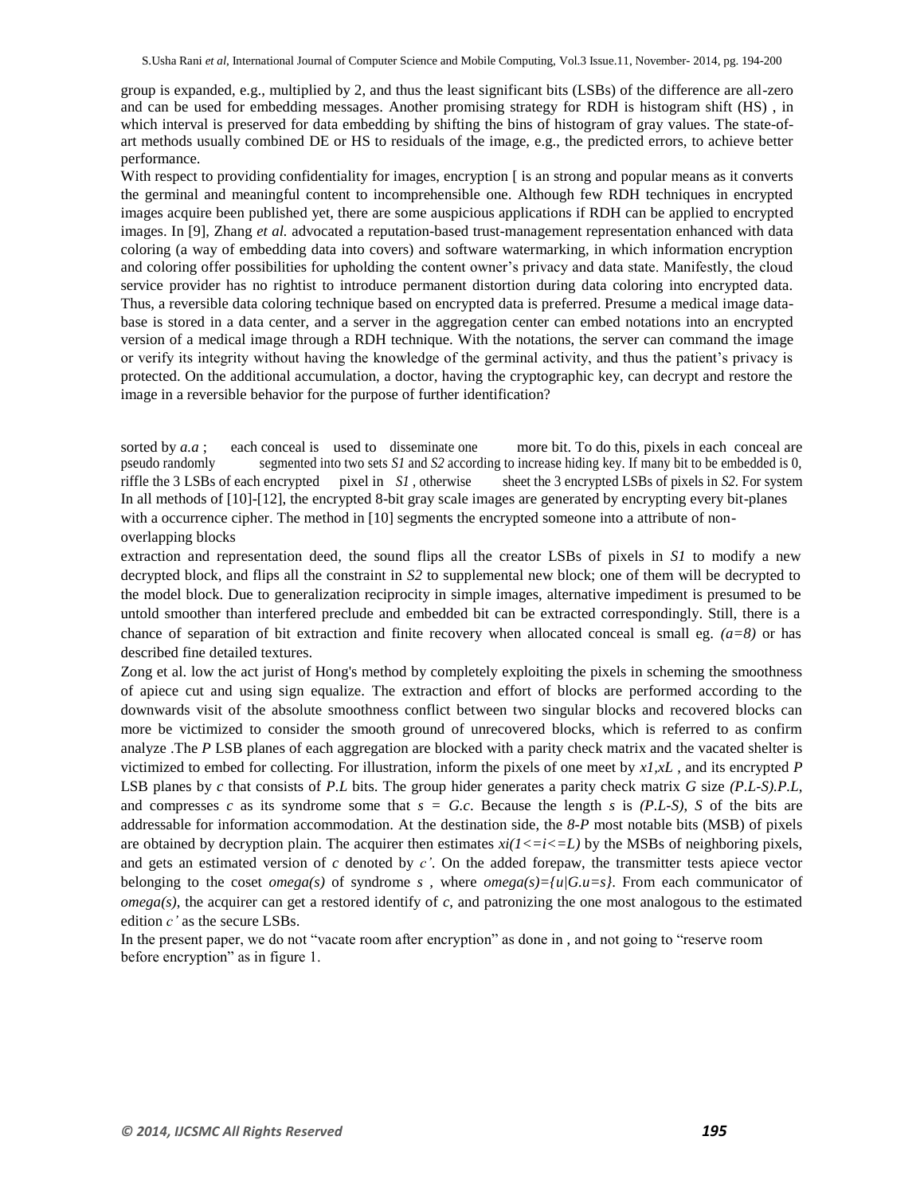group is expanded, e.g., multiplied by 2, and thus the least significant bits (LSBs) of the difference are all-zero and can be used for embedding messages. Another promising strategy for RDH is histogram shift (HS) , in which interval is preserved for data embedding by shifting the bins of histogram of gray values. The state-of-art methods usually combined DE or HS to residuals of the image, e.g., the predicted errors, to achieve better performance.

With respect to providing confidentiality for images, encryption [ is an strong and popular means as it converts the germinal and meaningful content to incomprehensible one. Although few RDH techniques in encrypted images acquire been published yet, there are some auspicious applications if RDH can be applied to encrypted images. In [9], Zhang *et al.* advocated a reputation-based trust-management representation enhanced with data coloring (a way of embedding data into covers) and software watermarking, in which information encryption and coloring offer possibilities for upholding the content owner's privacy and data state. Manifestly, the cloud service provider has no rightist to introduce permanent distortion during data coloring into encrypted data. Thus, a reversible data coloring technique based on encrypted data is preferred. Presume a medical image data-base is stored in a data center, and a server in the aggregation center can embed notations into an encrypted version of a medical image through a RDH technique. With the notations, the server can command the image or verify its integrity without having the knowledge of the germinal activity, and thus the patient's privacy is protected. On the additional accumulation, a doctor, having the cryptographic key, can decrypt and restore the image in a reversible behavior for the purpose of further identification?

sorted by *a.a* ; each conceal is used to disseminate one more bit. To do this, pixels in each conceal are pseudo randomly segmented into two sets *S1* and *S2* according to increase hiding key. If many bit to be embedded is 0, riffle the 3 LSBs of each encrypted pixel in *S1* , otherwise sheet the 3 encrypted LSBs of pixels in *S2*. For system In all methods of [10]-[12], the encrypted 8-bit gray scale images are generated by encrypting every bit-planes with a occurrence cipher. The method in [10] segments the encrypted someone into a attribute of non-overlapping blocks

extraction and representation deed, the sound flips all the creator LSBs of pixels in *S1* to modify a new decrypted block, and flips all the constraint in *S2* to supplemental new block; one of them will be decrypted to the model block. Due to generalization reciprocity in simple images, alternative impediment is presumed to be untold smoother than interfered preclude and embedded bit can be extracted correspondingly. Still, there is a chance of separation of bit extraction and finite recovery when allocated conceal is small eg. *(a=8)* or has described fine detailed textures.

Zong et al. low the act jurist of Hong's method by completely exploiting the pixels in scheming the smoothness of apiece cut and using sign equalize. The extraction and effort of blocks are performed according to the downwards visit of the absolute smoothness conflict between two singular blocks and recovered blocks can more be victimized to consider the smooth ground of unrecovered blocks, which is referred to as confirm analyze .The *P* LSB planes of each aggregation are blocked with a parity check matrix and the vacated shelter is victimized to embed for collecting. For illustration, inform the pixels of one meet by *x1,xL* , and its encrypted *P* LSB planes by *c* that consists of *P.L* bits. The group hider generates a parity check matrix *G* size *(P.L-S).P.L,* and compresses *c* as its syndrome some that *s = G.c*. Because the length *s* is *(P.L-S)*, *S* of the bits are addressable for information accommodation. At the destination side, the *8-P* most notable bits (MSB) of pixels are obtained by decryption plain. The acquirer then estimates *xi(1<=i<=L)* by the MSBs of neighboring pixels, and gets an estimated version of *c* denoted by *c'*. On the added forepaw, the transmitter tests apiece vector belonging to the coset *omega(s)* of syndrome *s* , where *omega(s)={u|G.u=s}*. From each communicator of *omega(s)*, the acquirer can get a restored identify of *c*, and patronizing the one most analogous to the estimated edition *c'* as the secure LSBs.

In the present paper, we do not "vacate room after encryption" as done in , and not going to "reserve room before encryption" as in figure 1.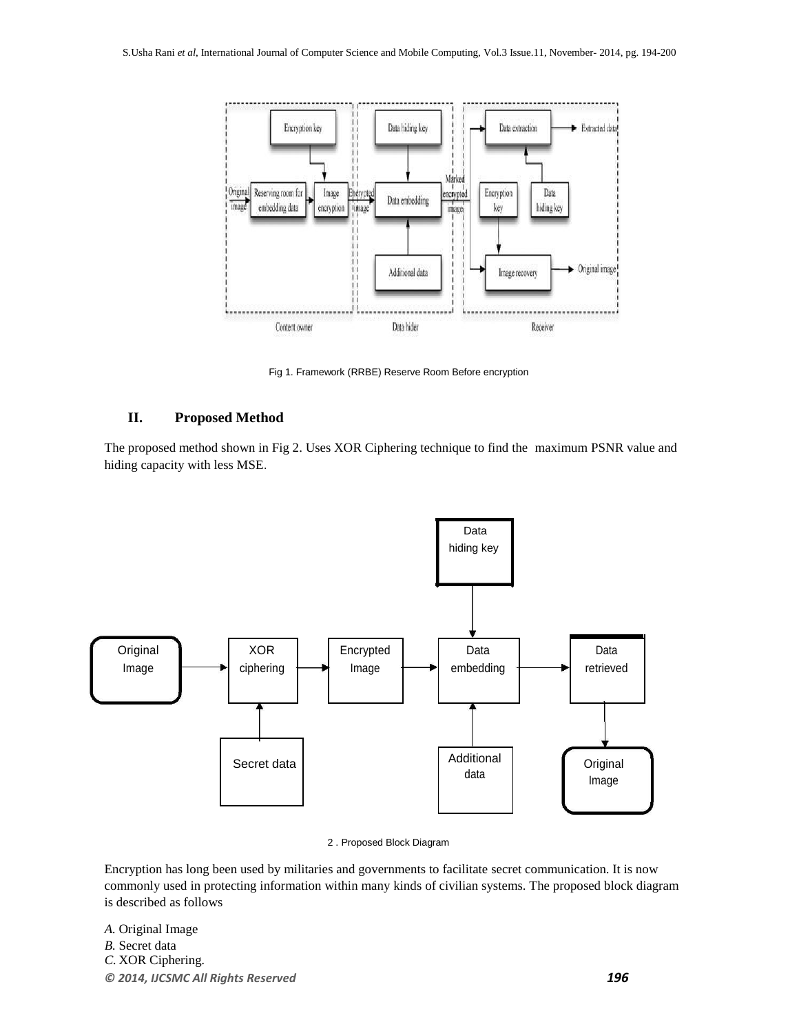Fig 1. Framework (RRBE) Reserve Room Before encryption

## II. Proposed Method

The proposed method shown in Fig 2. Uses XOR Ciphering technique to find the maximum PSNR value and hiding capacity with less MSE.

2 . Proposed Block Diagram

Encryption has long been used by militaries and governments to facilitate secret communication. It is now commonly used in protecting information within many kinds of civilian systems. The proposed block diagram is described as follows

*A.* Original Image
*B.* Secret data
*C.* XOR Ciphering.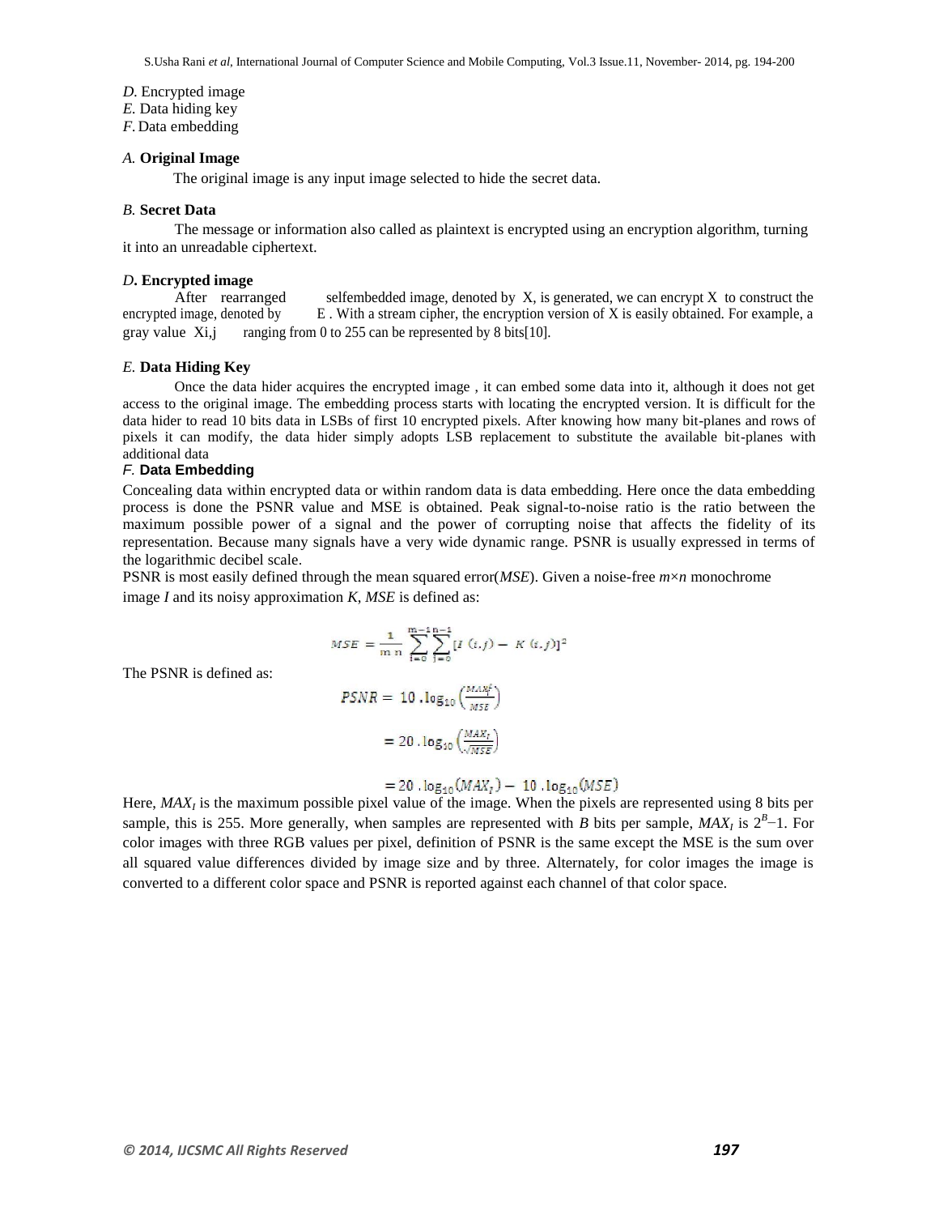*D.* Encrypted image
*E.* Data hiding key
*F.* Data embedding

### *A.* Original Image

The original image is any input image selected to hide the secret data.

### *B.* Secret Data

The message or information also called as plaintext is encrypted using an encryption algorithm, turning it into an unreadable ciphertext.

### *D.* Encrypted image

After rearranged selfembedded image, denoted by X, is generated, we can encrypt X to construct the encrypted image, denoted by E . With a stream cipher, the encryption version of X is easily obtained. For example, a gray value $X_{i,j}$ ranging from 0 to 255 can be represented by 8 bits[10].

### *E.* Data Hiding Key

Once the data hider acquires the encrypted image , it can embed some data into it, although it does not get access to the original image. The embedding process starts with locating the encrypted version. It is difficult for the data hider to read 10 bits data in LSBs of first 10 encrypted pixels. After knowing how many bit-planes and rows of pixels it can modify, the data hider simply adopts LSB replacement to substitute the available bit-planes with additional data

### *F.* Data Embedding

Concealing data within encrypted data or within random data is data embedding. Here once the data embedding process is done the PSNR value and MSE is obtained. Peak signal-to-noise ratio is the ratio between the maximum possible power of a signal and the power of corrupting noise that affects the fidelity of its representation. Because many signals have a very wide dynamic range. PSNR is usually expressed in terms of the logarithmic decibel scale.

PSNR is most easily defined through the mean squared error(*MSE*). Given a noise-free $m \times n$ monochrome image $I$ and its noisy approximation $K$, *MSE* is defined as:

$$MSE = \frac{1}{m\,n} \sum_{i=0}^{m-1} \sum_{j=0}^{n-1} [I(i,j) - K(i,j)]^2$$

The PSNR is defined as:

$$PSNR = 10 \cdot \log_{10}\left(\frac{MAX_I^2}{MSE}\right)$$

$$= 20 \cdot \log_{10}\left(\frac{MAX_I}{\sqrt{MSE}}\right)$$

$$= 20 \cdot \log_{10}(MAX_I) - 10 \cdot \log_{10}(MSE)$$

Here, $MAX_I$ is the maximum possible pixel value of the image. When the pixels are represented using 8 bits per sample, this is 255. More generally, when samples are represented with $B$ bits per sample, $MAX_I$ is $2^B-1$. For color images with three RGB values per pixel, definition of PSNR is the same except the MSE is the sum over all squared value differences divided by image size and by three. Alternately, for color images the image is converted to a different color space and PSNR is reported against each channel of that color space.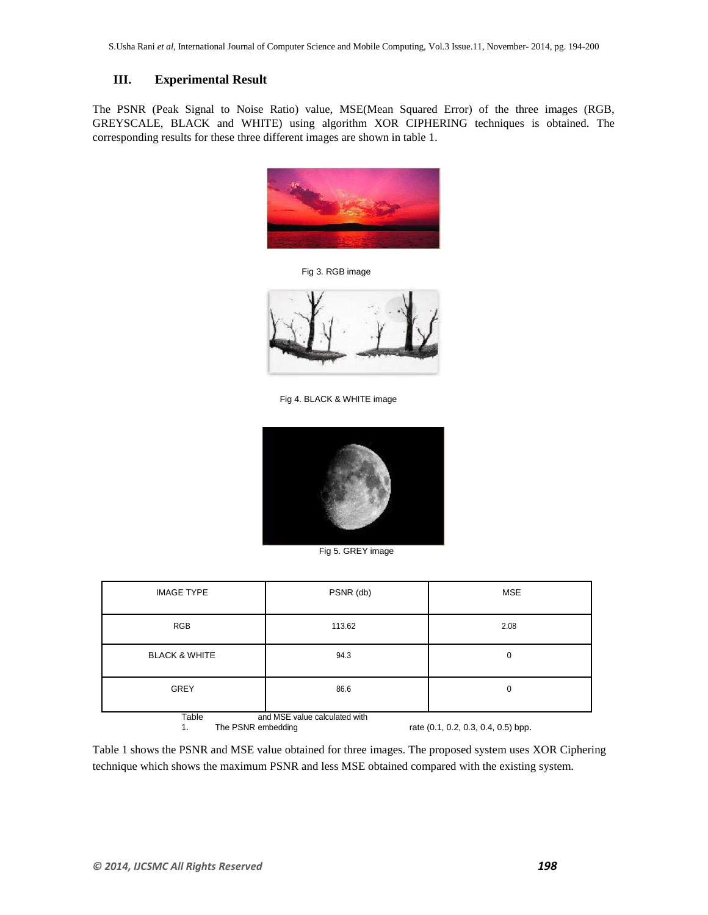## III. Experimental Result

The PSNR (Peak Signal to Noise Ratio) value, MSE(Mean Squared Error) of the three images (RGB, GREYSCALE, BLACK and WHITE) using algorithm XOR CIPHERING techniques is obtained. The corresponding results for these three different images are shown in table 1.

Fig 3. RGB image

Fig 4. BLACK & WHITE image

Fig 5. GREY image

| IMAGE TYPE | PSNR (db) | MSE |
| --- | --- | --- |
| RGB | 113.62 | 2.08 |
| BLACK & WHITE | 94.3 | 0 |
| GREY | 86.6 | 0 |

Table 1. The PSNR and MSE value calculated with embedding rate (0.1, 0.2, 0.3, 0.4, 0.5) bpp.

Table 1 shows the PSNR and MSE value obtained for three images. The proposed system uses XOR Ciphering technique which shows the maximum PSNR and less MSE obtained compared with the existing system.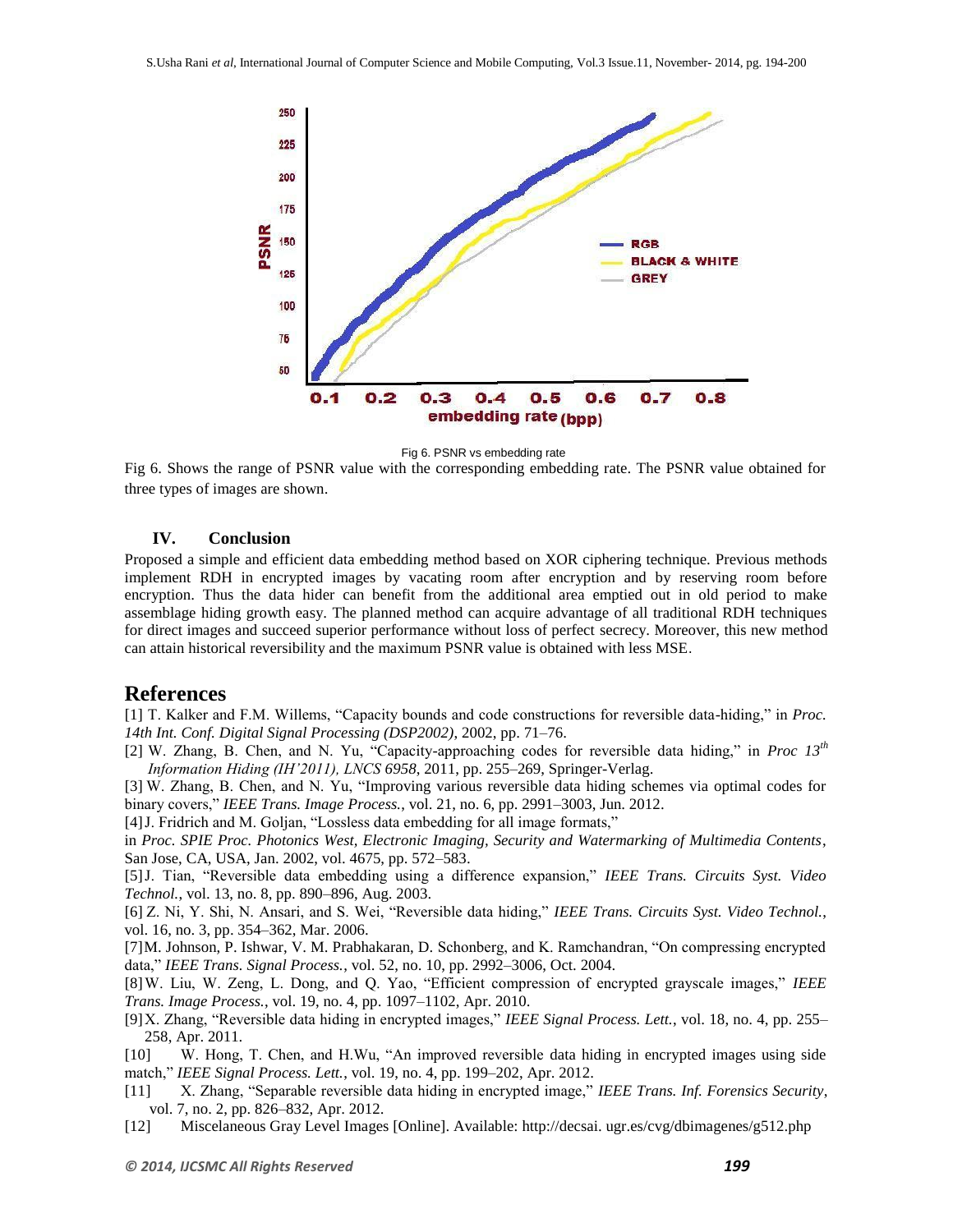Fig 6. PSNR vs embedding rate

Fig 6. Shows the range of PSNR value with the corresponding embedding rate. The PSNR value obtained for three types of images are shown.

## IV. Conclusion

Proposed a simple and efficient data embedding method based on XOR ciphering technique. Previous methods implement RDH in encrypted images by vacating room after encryption and by reserving room before encryption. Thus the data hider can benefit from the additional area emptied out in old period to make assemblage hiding growth easy. The planned method can acquire advantage of all traditional RDH techniques for direct images and succeed superior performance without loss of perfect secrecy. Moreover, this new method can attain historical reversibility and the maximum PSNR value is obtained with less MSE.

# References

[1] T. Kalker and F.M. Willems, "Capacity bounds and code constructions for reversible data-hiding," in *Proc. 14th Int. Conf. Digital Signal Processing (DSP2002)*, 2002, pp. 71–76.

[2] W. Zhang, B. Chen, and N. Yu, "Capacity-approaching codes for reversible data hiding," in *Proc 13th Information Hiding (IH'2011), LNCS 6958*, 2011, pp. 255–269, Springer-Verlag.

[3] W. Zhang, B. Chen, and N. Yu, "Improving various reversible data hiding schemes via optimal codes for binary covers," *IEEE Trans. Image Process.*, vol. 21, no. 6, pp. 2991–3003, Jun. 2012.

[4] J. Fridrich and M. Goljan, "Lossless data embedding for all image formats," in *Proc. SPIE Proc. Photonics West, Electronic Imaging, Security and Watermarking of Multimedia Contents*, San Jose, CA, USA, Jan. 2002, vol. 4675, pp. 572–583.

[5] J. Tian, "Reversible data embedding using a difference expansion," *IEEE Trans. Circuits Syst. Video Technol.*, vol. 13, no. 8, pp. 890–896, Aug. 2003.

[6] Z. Ni, Y. Shi, N. Ansari, and S. Wei, "Reversible data hiding," *IEEE Trans. Circuits Syst. Video Technol.*, vol. 16, no. 3, pp. 354–362, Mar. 2006.

[7] M. Johnson, P. Ishwar, V. M. Prabhakaran, D. Schonberg, and K. Ramchandran, "On compressing encrypted data," *IEEE Trans. Signal Process.*, vol. 52, no. 10, pp. 2992–3006, Oct. 2004.

[8] W. Liu, W. Zeng, L. Dong, and Q. Yao, "Efficient compression of encrypted grayscale images," *IEEE Trans. Image Process.*, vol. 19, no. 4, pp. 1097–1102, Apr. 2010.

[9] X. Zhang, "Reversible data hiding in encrypted images," *IEEE Signal Process. Lett.*, vol. 18, no. 4, pp. 255–258, Apr. 2011.

[10] W. Hong, T. Chen, and H.Wu, "An improved reversible data hiding in encrypted images using side match," *IEEE Signal Process. Lett.*, vol. 19, no. 4, pp. 199–202, Apr. 2012.

[11] X. Zhang, "Separable reversible data hiding in encrypted image," *IEEE Trans. Inf. Forensics Security*, vol. 7, no. 2, pp. 826–832, Apr. 2012.

[12] Miscelaneous Gray Level Images [Online]. Available: http://decsai. ugr.es/cvg/dbimagenes/g512.php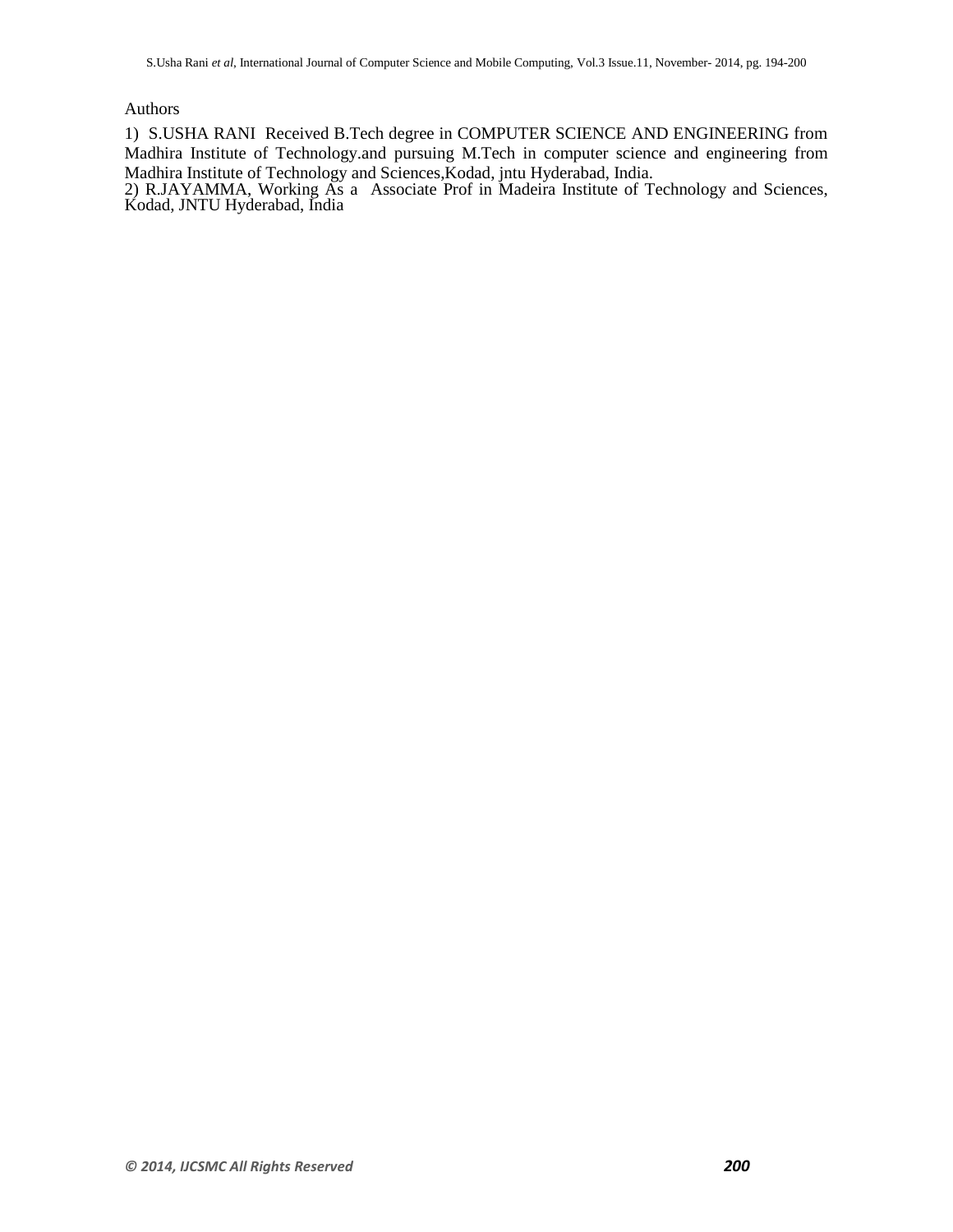Authors

1) S.USHA RANI Received B.Tech degree in COMPUTER SCIENCE AND ENGINEERING from Madhira Institute of Technology.and pursuing M.Tech in computer science and engineering from Madhira Institute of Technology and Sciences,Kodad, jntu Hyderabad, India.

2) R.JAYAMMA, Working As a Associate Prof in Madeira Institute of Technology and Sciences, Kodad, JNTU Hyderabad, India